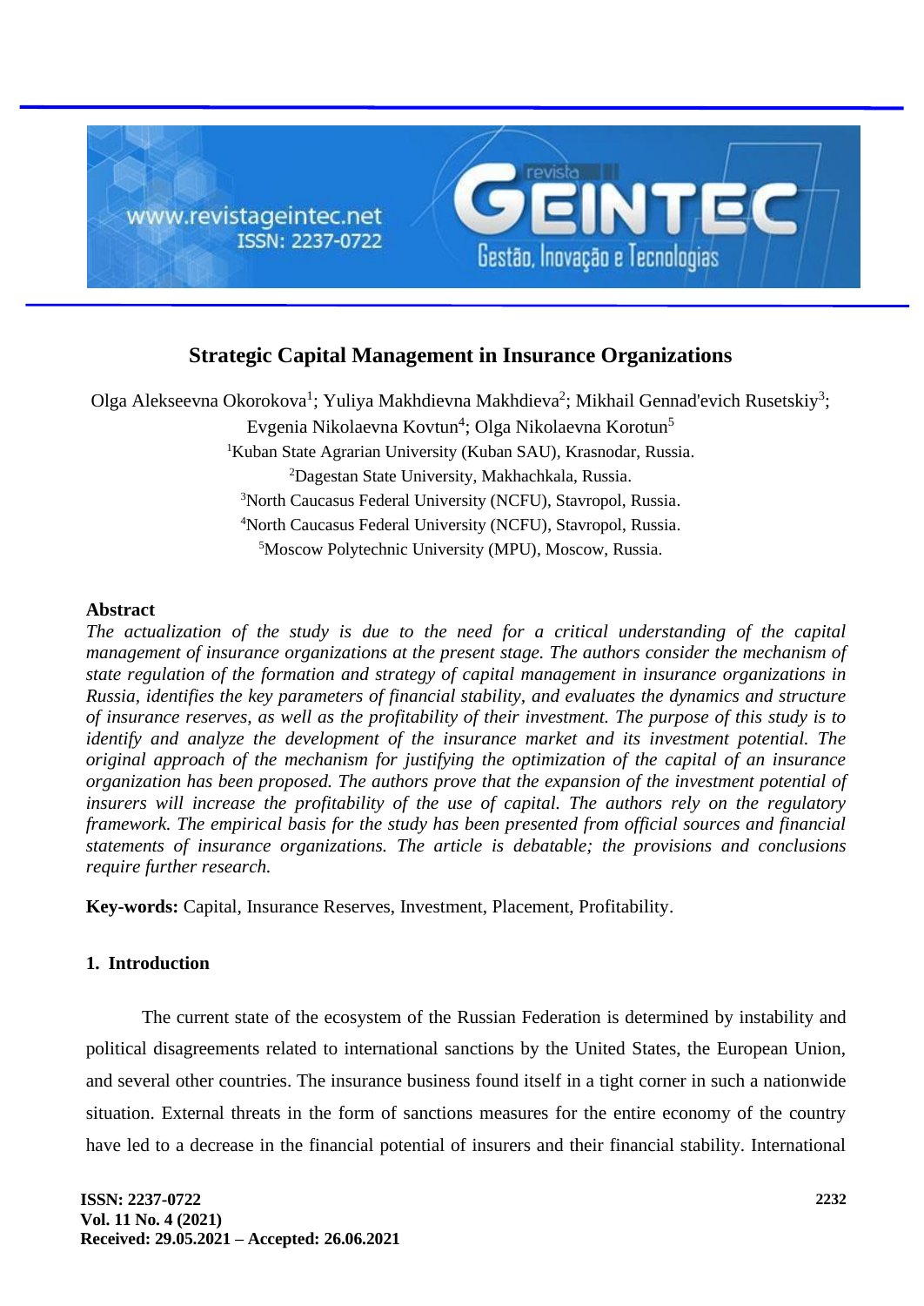# Strategic Capital Management in Insurance Organizations

Olga Alekseevna Okorokova[1]; Yuliya Makhdievna Makhdieva[2]; Mikhail Gennad'evich Rusetskiy[3]; Evgenia Nikolaevna Kovtun[4]; Olga Nikolaevna Korotun[5]

[1]Kuban State Agrarian University (Kuban SAU), Krasnodar, Russia.

[2]Dagestan State University, Makhachkala, Russia.

[3]North Caucasus Federal University (NCFU), Stavropol, Russia.

[4]North Caucasus Federal University (NCFU), Stavropol, Russia.

[5]Moscow Polytechnic University (MPU), Moscow, Russia.

## Abstract

*The actualization of the study is due to the need for a critical understanding of the capital management of insurance organizations at the present stage. The authors consider the mechanism of state regulation of the formation and strategy of capital management in insurance organizations in Russia, identifies the key parameters of financial stability, and evaluates the dynamics and structure of insurance reserves, as well as the profitability of their investment. The purpose of this study is to identify and analyze the development of the insurance market and its investment potential. The original approach of the mechanism for justifying the optimization of the capital of an insurance organization has been proposed. The authors prove that the expansion of the investment potential of insurers will increase the profitability of the use of capital. The authors rely on the regulatory framework. The empirical basis for the study has been presented from official sources and financial statements of insurance organizations. The article is debatable; the provisions and conclusions require further research.*

**Key-words:** Capital, Insurance Reserves, Investment, Placement, Profitability.

## 1. Introduction

The current state of the ecosystem of the Russian Federation is determined by instability and political disagreements related to international sanctions by the United States, the European Union, and several other countries. The insurance business found itself in a tight corner in such a nationwide situation. External threats in the form of sanctions measures for the entire economy of the country have led to a decrease in the financial potential of insurers and their financial stability. International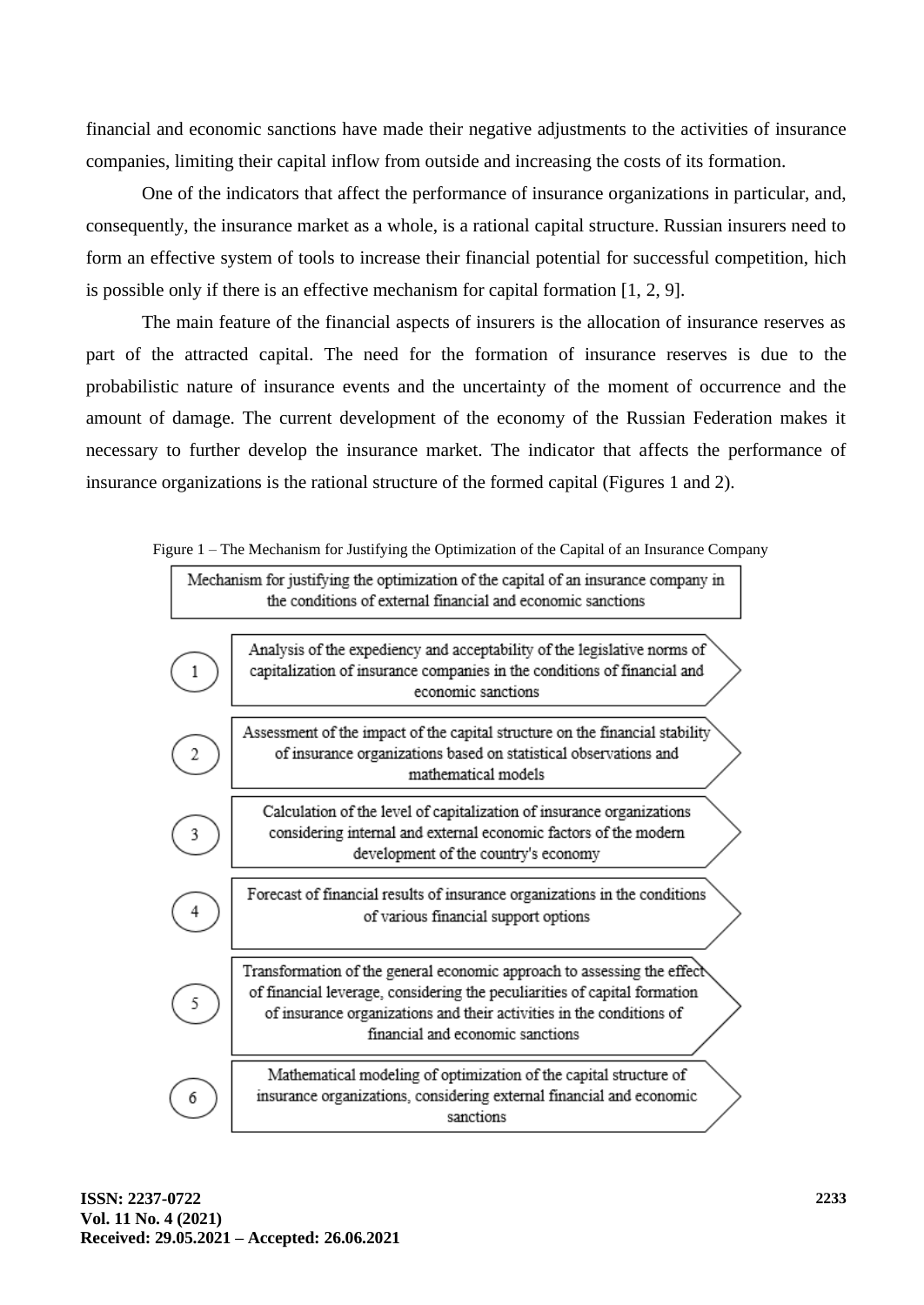financial and economic sanctions have made their negative adjustments to the activities of insurance companies, limiting their capital inflow from outside and increasing the costs of its formation.

One of the indicators that affect the performance of insurance organizations in particular, and, consequently, the insurance market as a whole, is a rational capital structure. Russian insurers need to form an effective system of tools to increase their financial potential for successful competition, hich is possible only if there is an effective mechanism for capital formation [1, 2, 9].

The main feature of the financial aspects of insurers is the allocation of insurance reserves as part of the attracted capital. The need for the formation of insurance reserves is due to the probabilistic nature of insurance events and the uncertainty of the moment of occurrence and the amount of damage. The current development of the economy of the Russian Federation makes it necessary to further develop the insurance market. The indicator that affects the performance of insurance organizations is the rational structure of the formed capital (Figures 1 and 2).

Figure 1 – The Mechanism for Justifying the Optimization of the Capital of an Insurance Company

Mechanism for justifying the optimization of the capital of an insurance company in the conditions of external financial and economic sanctions

1. Analysis of the expediency and acceptability of the legislative norms of capitalization of insurance companies in the conditions of financial and economic sanctions
2. Assessment of the impact of the capital structure on the financial stability of insurance organizations based on statistical observations and mathematical models
3. Calculation of the level of capitalization of insurance organizations considering internal and external economic factors of the modern development of the country's economy
4. Forecast of financial results of insurance organizations in the conditions of various financial support options
5. Transformation of the general economic approach to assessing the effect of financial leverage, considering the peculiarities of capital formation of insurance organizations and their activities in the conditions of financial and economic sanctions
6. Mathematical modeling of optimization of the capital structure of insurance organizations, considering external financial and economic sanctions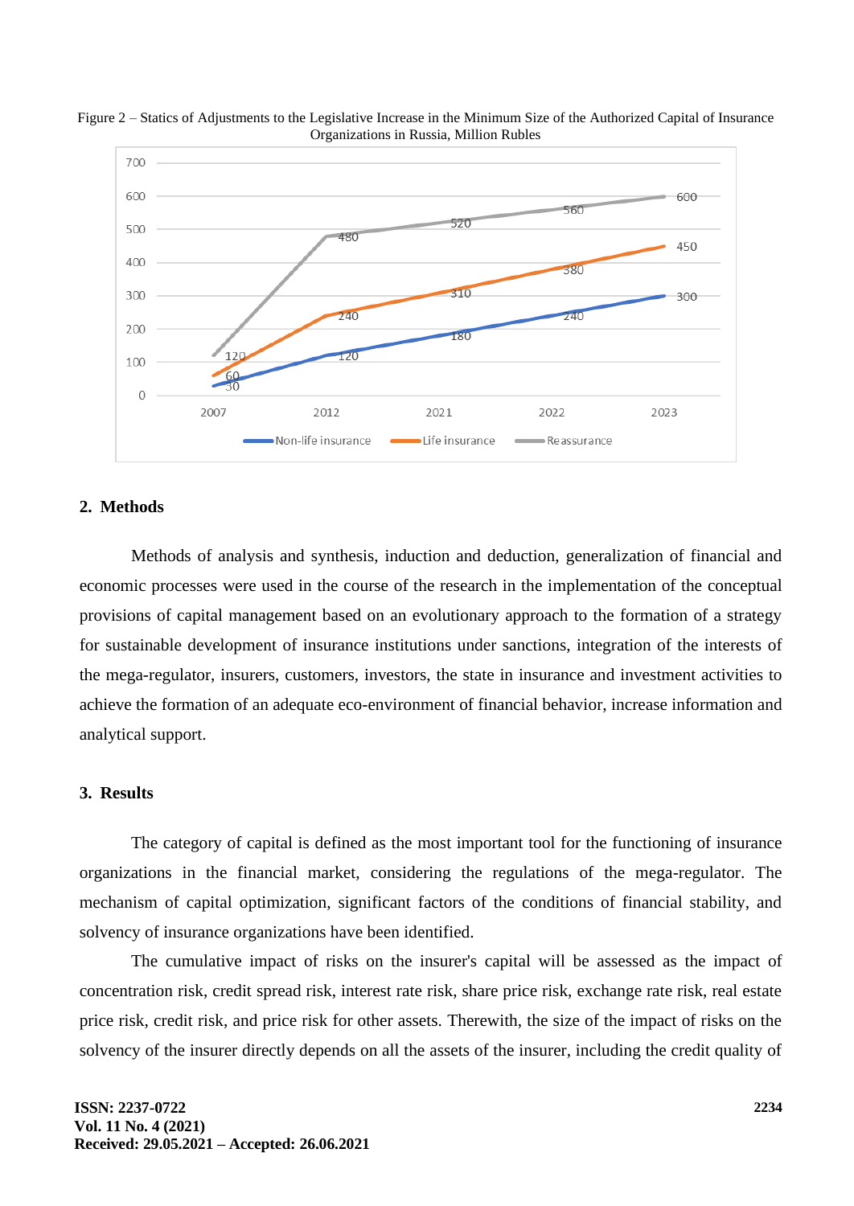Figure 2 – Statics of Adjustments to the Legislative Increase in the Minimum Size of the Authorized Capital of Insurance Organizations in Russia, Million Rubles

## 2. Methods

Methods of analysis and synthesis, induction and deduction, generalization of financial and economic processes were used in the course of the research in the implementation of the conceptual provisions of capital management based on an evolutionary approach to the formation of a strategy for sustainable development of insurance institutions under sanctions, integration of the interests of the mega-regulator, insurers, customers, investors, the state in insurance and investment activities to achieve the formation of an adequate eco-environment of financial behavior, increase information and analytical support.

## 3. Results

The category of capital is defined as the most important tool for the functioning of insurance organizations in the financial market, considering the regulations of the mega-regulator. The mechanism of capital optimization, significant factors of the conditions of financial stability, and solvency of insurance organizations have been identified.

The cumulative impact of risks on the insurer's capital will be assessed as the impact of concentration risk, credit spread risk, interest rate risk, share price risk, exchange rate risk, real estate price risk, credit risk, and price risk for other assets. Therewith, the size of the impact of risks on the solvency of the insurer directly depends on all the assets of the insurer, including the credit quality of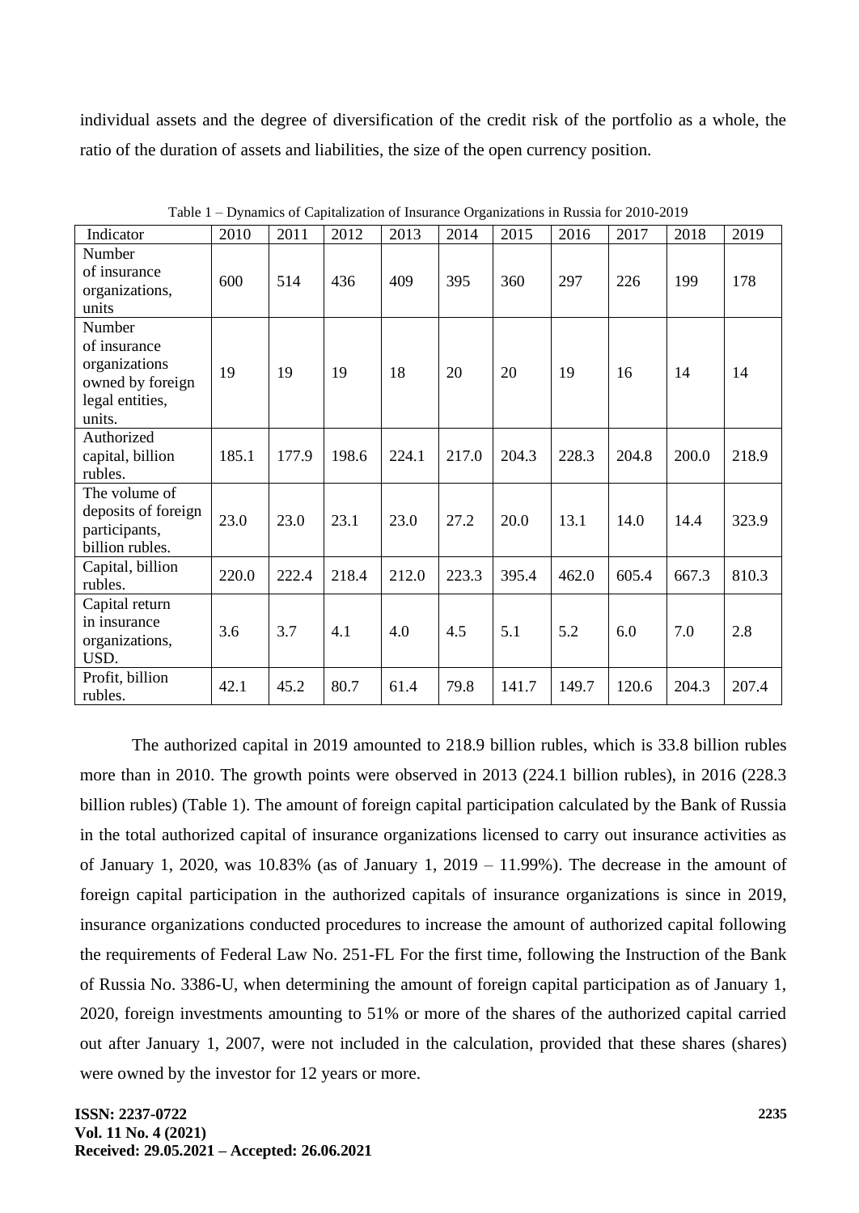individual assets and the degree of diversification of the credit risk of the portfolio as a whole, the ratio of the duration of assets and liabilities, the size of the open currency position.

Table 1 – Dynamics of Capitalization of Insurance Organizations in Russia for 2010-2019

| Indicator | 2010 | 2011 | 2012 | 2013 | 2014 | 2015 | 2016 | 2017 | 2018 | 2019 |
|---|---|---|---|---|---|---|---|---|---|---|
| Number of insurance organizations, units | 600 | 514 | 436 | 409 | 395 | 360 | 297 | 226 | 199 | 178 |
| Number of insurance organizations owned by foreign legal entities, units. | 19 | 19 | 19 | 18 | 20 | 20 | 19 | 16 | 14 | 14 |
| Authorized capital, billion rubles. | 185.1 | 177.9 | 198.6 | 224.1 | 217.0 | 204.3 | 228.3 | 204.8 | 200.0 | 218.9 |
| The volume of deposits of foreign participants, billion rubles. | 23.0 | 23.0 | 23.1 | 23.0 | 27.2 | 20.0 | 13.1 | 14.0 | 14.4 | 323.9 |
| Capital, billion rubles. | 220.0 | 222.4 | 218.4 | 212.0 | 223.3 | 395.4 | 462.0 | 605.4 | 667.3 | 810.3 |
| Capital return in insurance organizations, USD. | 3.6 | 3.7 | 4.1 | 4.0 | 4.5 | 5.1 | 5.2 | 6.0 | 7.0 | 2.8 |
| Profit, billion rubles. | 42.1 | 45.2 | 80.7 | 61.4 | 79.8 | 141.7 | 149.7 | 120.6 | 204.3 | 207.4 |

The authorized capital in 2019 amounted to 218.9 billion rubles, which is 33.8 billion rubles more than in 2010. The growth points were observed in 2013 (224.1 billion rubles), in 2016 (228.3 billion rubles) (Table 1). The amount of foreign capital participation calculated by the Bank of Russia in the total authorized capital of insurance organizations licensed to carry out insurance activities as of January 1, 2020, was 10.83% (as of January 1, 2019 – 11.99%). The decrease in the amount of foreign capital participation in the authorized capitals of insurance organizations is since in 2019, insurance organizations conducted procedures to increase the amount of authorized capital following the requirements of Federal Law No. 251-FL For the first time, following the Instruction of the Bank of Russia No. 3386-U, when determining the amount of foreign capital participation as of January 1, 2020, foreign investments amounting to 51% or more of the shares of the authorized capital carried out after January 1, 2007, were not included in the calculation, provided that these shares (shares) were owned by the investor for 12 years or more.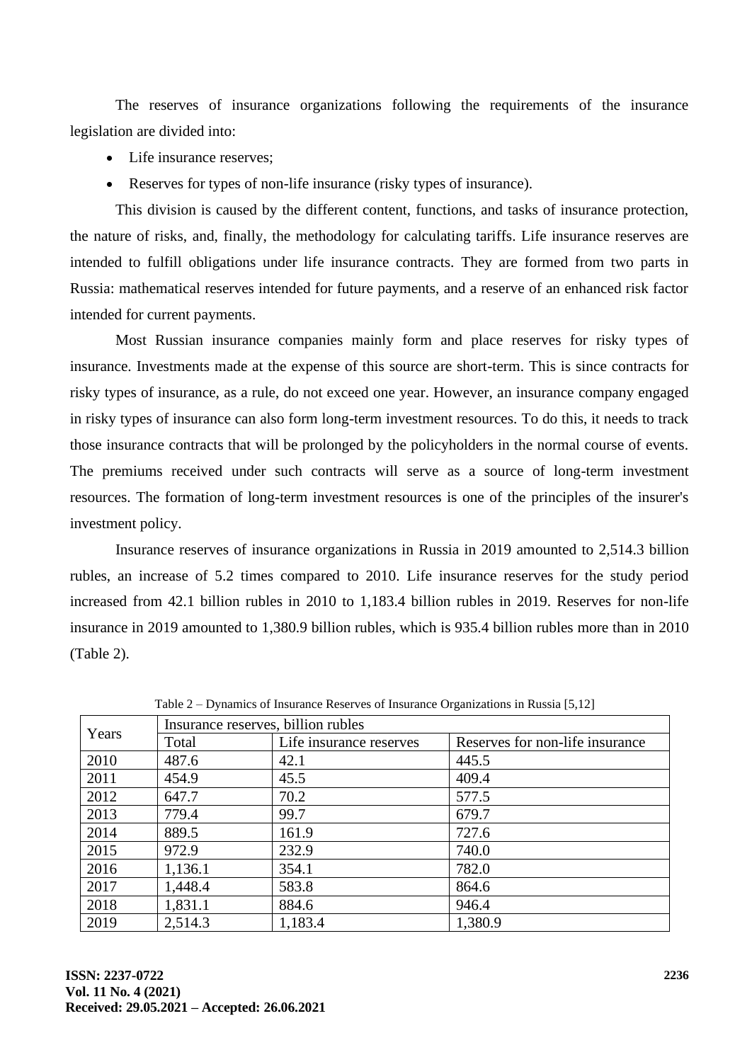The reserves of insurance organizations following the requirements of the insurance legislation are divided into:

- Life insurance reserves;
- Reserves for types of non-life insurance (risky types of insurance).

This division is caused by the different content, functions, and tasks of insurance protection, the nature of risks, and, finally, the methodology for calculating tariffs. Life insurance reserves are intended to fulfill obligations under life insurance contracts. They are formed from two parts in Russia: mathematical reserves intended for future payments, and a reserve of an enhanced risk factor intended for current payments.

Most Russian insurance companies mainly form and place reserves for risky types of insurance. Investments made at the expense of this source are short-term. This is since contracts for risky types of insurance, as a rule, do not exceed one year. However, an insurance company engaged in risky types of insurance can also form long-term investment resources. To do this, it needs to track those insurance contracts that will be prolonged by the policyholders in the normal course of events. The premiums received under such contracts will serve as a source of long-term investment resources. The formation of long-term investment resources is one of the principles of the insurer's investment policy.

Insurance reserves of insurance organizations in Russia in 2019 amounted to 2,514.3 billion rubles, an increase of 5.2 times compared to 2010. Life insurance reserves for the study period increased from 42.1 billion rubles in 2010 to 1,183.4 billion rubles in 2019. Reserves for non-life insurance in 2019 amounted to 1,380.9 billion rubles, which is 935.4 billion rubles more than in 2010 (Table 2).

Table 2 – Dynamics of Insurance Reserves of Insurance Organizations in Russia [5,12]

| Years | Insurance reserves, billion rubles | | |
|---|---|---|---|
| | Total | Life insurance reserves | Reserves for non-life insurance |
| 2010 | 487.6 | 42.1 | 445.5 |
| 2011 | 454.9 | 45.5 | 409.4 |
| 2012 | 647.7 | 70.2 | 577.5 |
| 2013 | 779.4 | 99.7 | 679.7 |
| 2014 | 889.5 | 161.9 | 727.6 |
| 2015 | 972.9 | 232.9 | 740.0 |
| 2016 | 1,136.1 | 354.1 | 782.0 |
| 2017 | 1,448.4 | 583.8 | 864.6 |
| 2018 | 1,831.1 | 884.6 | 946.4 |
| 2019 | 2,514.3 | 1,183.4 | 1,380.9 |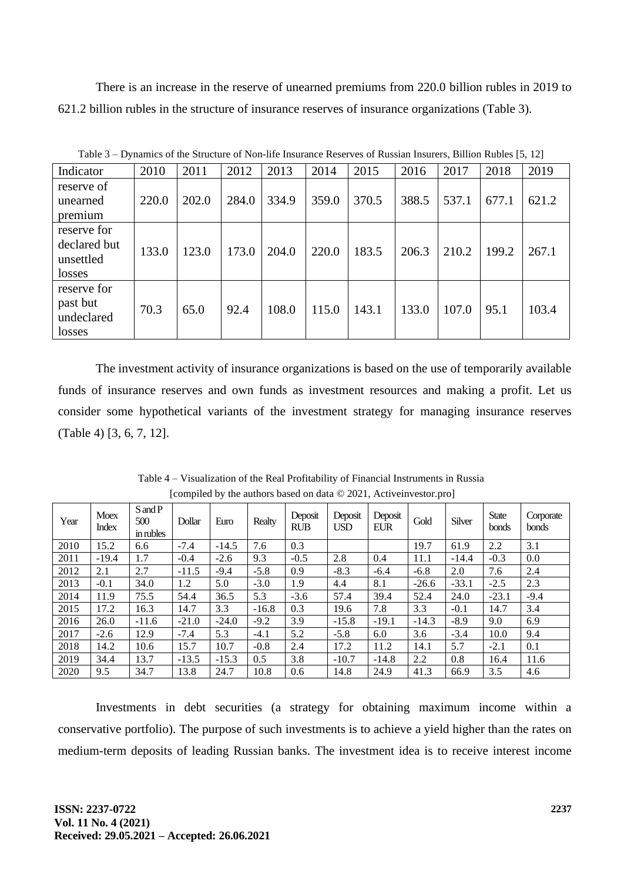There is an increase in the reserve of unearned premiums from 220.0 billion rubles in 2019 to 621.2 billion rubles in the structure of insurance reserves of insurance organizations (Table 3).

Table 3 – Dynamics of the Structure of Non-life Insurance Reserves of Russian Insurers, Billion Rubles [5, 12]

| Indicator | 2010 | 2011 | 2012 | 2013 | 2014 | 2015 | 2016 | 2017 | 2018 | 2019 |
|---|---|---|---|---|---|---|---|---|---|---|
| reserve of unearned premium | 220.0 | 202.0 | 284.0 | 334.9 | 359.0 | 370.5 | 388.5 | 537.1 | 677.1 | 621.2 |
| reserve for declared but unsettled losses | 133.0 | 123.0 | 173.0 | 204.0 | 220.0 | 183.5 | 206.3 | 210.2 | 199.2 | 267.1 |
| reserve for past but undeclared losses | 70.3 | 65.0 | 92.4 | 108.0 | 115.0 | 143.1 | 133.0 | 107.0 | 95.1 | 103.4 |

The investment activity of insurance organizations is based on the use of temporarily available funds of insurance reserves and own funds as investment resources and making a profit. Let us consider some hypothetical variants of the investment strategy for managing insurance reserves (Table 4) [3, 6, 7, 12].

Table 4 – Visualization of the Real Profitability of Financial Instruments in Russia [compiled by the authors based on data © 2021, Activeinvestor.pro]

| Year | Moex Index | S and P 500 in rubles | Dollar | Euro | Realty | Deposit RUB | Deposit USD | Deposit EUR | Gold | Silver | State bonds | Corporate bonds |
|---|---|---|---|---|---|---|---|---|---|---|---|---|
| 2010 | 15.2 | 6.6 | -7.4 | -14.5 | 7.6 | 0.3 | | | 19.7 | 61.9 | 2.2 | 3.1 |
| 2011 | -19.4 | 1.7 | -0.4 | -2.6 | 9.3 | -0.5 | 2.8 | 0.4 | 11.1 | -14.4 | -0.3 | 0.0 |
| 2012 | 2.1 | 2.7 | -11.5 | -9.4 | -5.8 | 0.9 | -8.3 | -6.4 | -6.8 | 2.0 | 7.6 | 2.4 |
| 2013 | -0.1 | 34.0 | 1.2 | 5.0 | -3.0 | 1.9 | 4.4 | 8.1 | -26.6 | -33.1 | -2.5 | 2.3 |
| 2014 | 11.9 | 75.5 | 54.4 | 36.5 | 5.3 | -3.6 | 57.4 | 39.4 | 52.4 | 24.0 | -23.1 | -9.4 |
| 2015 | 17.2 | 16.3 | 14.7 | 3.3 | -16.8 | 0.3 | 19.6 | 7.8 | 3.3 | -0.1 | 14.7 | 3.4 |
| 2016 | 26.0 | -11.6 | -21.0 | -24.0 | -9.2 | 3.9 | -15.8 | -19.1 | -14.3 | -8.9 | 9.0 | 6.9 |
| 2017 | -2.6 | 12.9 | -7.4 | 5.3 | -4.1 | 5.2 | -5.8 | 6.0 | 3.6 | -3.4 | 10.0 | 9.4 |
| 2018 | 14.2 | 10.6 | 15.7 | 10.7 | -0.8 | 2.4 | 17.2 | 11.2 | 14.1 | 5.7 | -2.1 | 0.1 |
| 2019 | 34.4 | 13.7 | -13.5 | -15.3 | 0.5 | 3.8 | -10.7 | -14.8 | 2.2 | 0.8 | 16.4 | 11.6 |
| 2020 | 9.5 | 34.7 | 13.8 | 24.7 | 10.8 | 0.6 | 14.8 | 24.9 | 41.3 | 66.9 | 3.5 | 4.6 |

Investments in debt securities (a strategy for obtaining maximum income within a conservative portfolio). The purpose of such investments is to achieve a yield higher than the rates on medium-term deposits of leading Russian banks. The investment idea is to receive interest income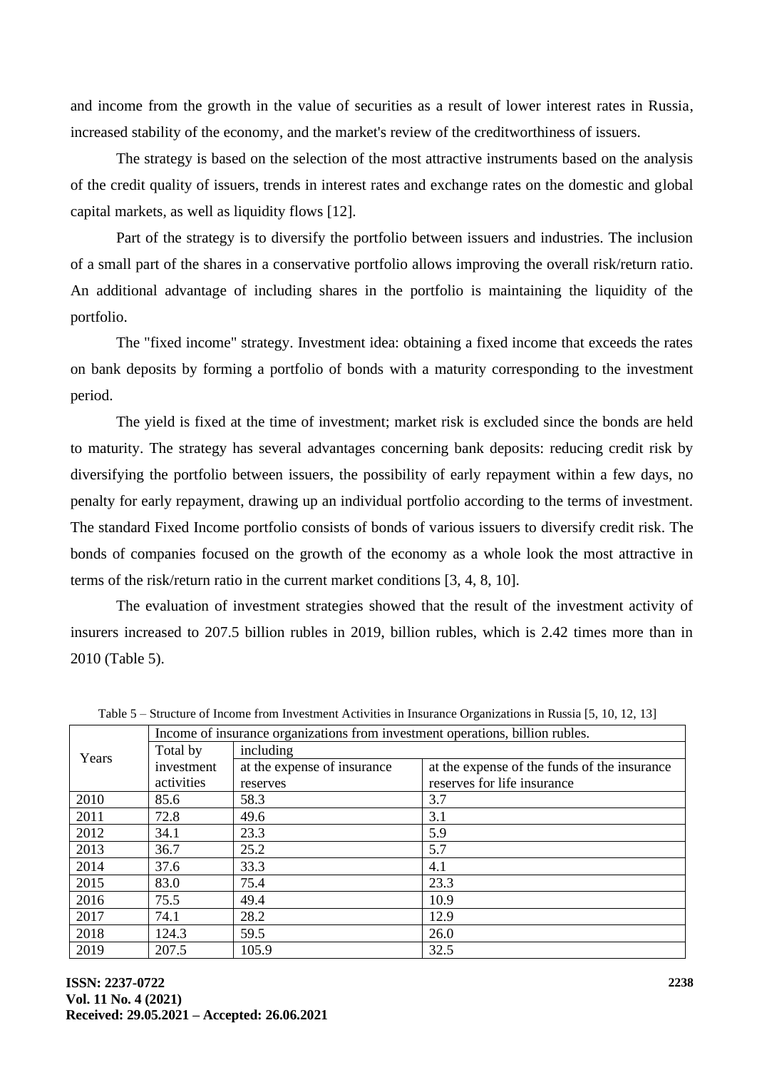and income from the growth in the value of securities as a result of lower interest rates in Russia, increased stability of the economy, and the market's review of the creditworthiness of issuers.

The strategy is based on the selection of the most attractive instruments based on the analysis of the credit quality of issuers, trends in interest rates and exchange rates on the domestic and global capital markets, as well as liquidity flows [12].

Part of the strategy is to diversify the portfolio between issuers and industries. The inclusion of a small part of the shares in a conservative portfolio allows improving the overall risk/return ratio. An additional advantage of including shares in the portfolio is maintaining the liquidity of the portfolio.

The "fixed income" strategy. Investment idea: obtaining a fixed income that exceeds the rates on bank deposits by forming a portfolio of bonds with a maturity corresponding to the investment period.

The yield is fixed at the time of investment; market risk is excluded since the bonds are held to maturity. The strategy has several advantages concerning bank deposits: reducing credit risk by diversifying the portfolio between issuers, the possibility of early repayment within a few days, no penalty for early repayment, drawing up an individual portfolio according to the terms of investment. The standard Fixed Income portfolio consists of bonds of various issuers to diversify credit risk. The bonds of companies focused on the growth of the economy as a whole look the most attractive in terms of the risk/return ratio in the current market conditions [3, 4, 8, 10].

The evaluation of investment strategies showed that the result of the investment activity of insurers increased to 207.5 billion rubles in 2019, billion rubles, which is 2.42 times more than in 2010 (Table 5).

Table 5 – Structure of Income from Investment Activities in Insurance Organizations in Russia [5, 10, 12, 13]

| Years | Income of insurance organizations from investment operations, billion rubles. | | |
|---|---|---|---|
| | Total by investment activities | including | |
| | | at the expense of insurance reserves | at the expense of the funds of the insurance reserves for life insurance |
| 2010 | 85.6 | 58.3 | 3.7 |
| 2011 | 72.8 | 49.6 | 3.1 |
| 2012 | 34.1 | 23.3 | 5.9 |
| 2013 | 36.7 | 25.2 | 5.7 |
| 2014 | 37.6 | 33.3 | 4.1 |
| 2015 | 83.0 | 75.4 | 23.3 |
| 2016 | 75.5 | 49.4 | 10.9 |
| 2017 | 74.1 | 28.2 | 12.9 |
| 2018 | 124.3 | 59.5 | 26.0 |
| 2019 | 207.5 | 105.9 | 32.5 |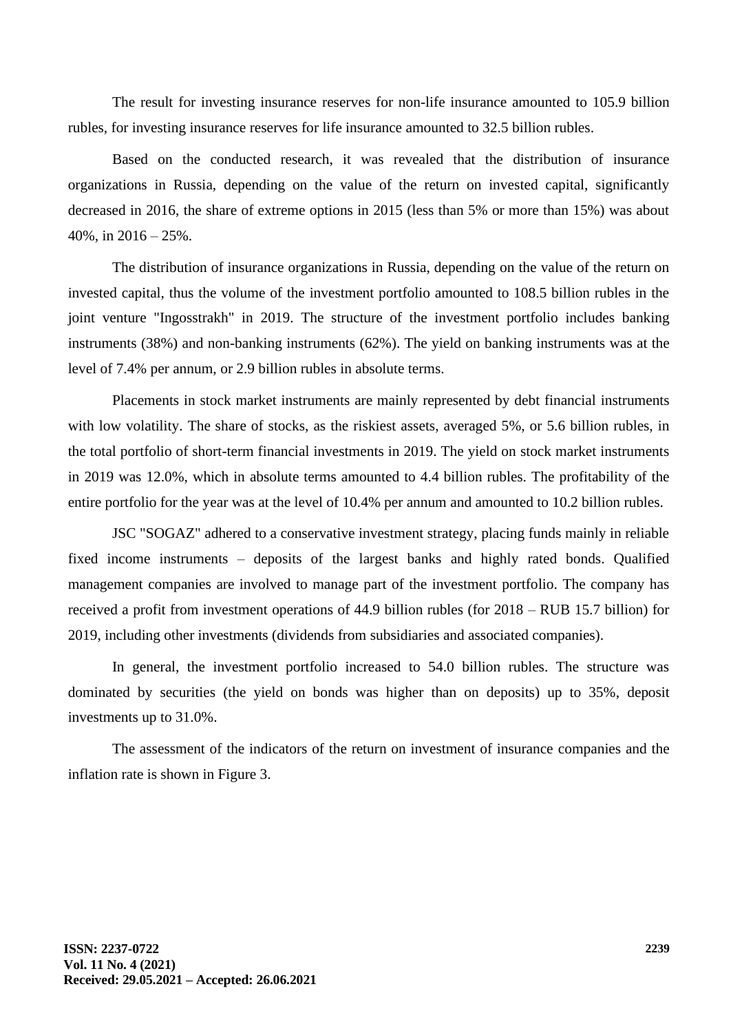The result for investing insurance reserves for non-life insurance amounted to 105.9 billion rubles, for investing insurance reserves for life insurance amounted to 32.5 billion rubles.

Based on the conducted research, it was revealed that the distribution of insurance organizations in Russia, depending on the value of the return on invested capital, significantly decreased in 2016, the share of extreme options in 2015 (less than 5% or more than 15%) was about 40%, in 2016 – 25%.

The distribution of insurance organizations in Russia, depending on the value of the return on invested capital, thus the volume of the investment portfolio amounted to 108.5 billion rubles in the joint venture "Ingosstrakh" in 2019. The structure of the investment portfolio includes banking instruments (38%) and non-banking instruments (62%). The yield on banking instruments was at the level of 7.4% per annum, or 2.9 billion rubles in absolute terms.

Placements in stock market instruments are mainly represented by debt financial instruments with low volatility. The share of stocks, as the riskiest assets, averaged 5%, or 5.6 billion rubles, in the total portfolio of short-term financial investments in 2019. The yield on stock market instruments in 2019 was 12.0%, which in absolute terms amounted to 4.4 billion rubles. The profitability of the entire portfolio for the year was at the level of 10.4% per annum and amounted to 10.2 billion rubles.

JSC "SOGAZ" adhered to a conservative investment strategy, placing funds mainly in reliable fixed income instruments – deposits of the largest banks and highly rated bonds. Qualified management companies are involved to manage part of the investment portfolio. The company has received a profit from investment operations of 44.9 billion rubles (for 2018 – RUB 15.7 billion) for 2019, including other investments (dividends from subsidiaries and associated companies).

In general, the investment portfolio increased to 54.0 billion rubles. The structure was dominated by securities (the yield on bonds was higher than on deposits) up to 35%, deposit investments up to 31.0%.

The assessment of the indicators of the return on investment of insurance companies and the inflation rate is shown in Figure 3.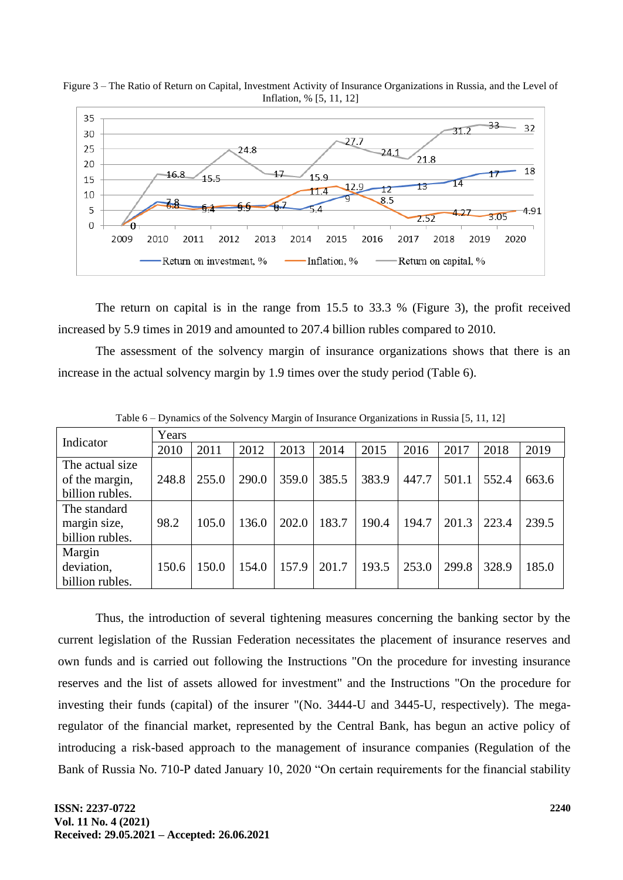Figure 3 – The Ratio of Return on Capital, Investment Activity of Insurance Organizations in Russia, and the Level of Inflation, % [5, 11, 12]

The return on capital is in the range from 15.5 to 33.3 % (Figure 3), the profit received increased by 5.9 times in 2019 and amounted to 207.4 billion rubles compared to 2010.

The assessment of the solvency margin of insurance organizations shows that there is an increase in the actual solvency margin by 1.9 times over the study period (Table 6).

Table 6 – Dynamics of the Solvency Margin of Insurance Organizations in Russia [5, 11, 12]

| Indicator | Years | | | | | | | | | |
|---|---|---|---|---|---|---|---|---|---|---|
| | 2010 | 2011 | 2012 | 2013 | 2014 | 2015 | 2016 | 2017 | 2018 | 2019 |
| The actual size of the margin, billion rubles. | 248.8 | 255.0 | 290.0 | 359.0 | 385.5 | 383.9 | 447.7 | 501.1 | 552.4 | 663.6 |
| The standard margin size, billion rubles. | 98.2 | 105.0 | 136.0 | 202.0 | 183.7 | 190.4 | 194.7 | 201.3 | 223.4 | 239.5 |
| Margin deviation, billion rubles. | 150.6 | 150.0 | 154.0 | 157.9 | 201.7 | 193.5 | 253.0 | 299.8 | 328.9 | 185.0 |

Thus, the introduction of several tightening measures concerning the banking sector by the current legislation of the Russian Federation necessitates the placement of insurance reserves and own funds and is carried out following the Instructions "On the procedure for investing insurance reserves and the list of assets allowed for investment" and the Instructions "On the procedure for investing their funds (capital) of the insurer "(No. 3444-U and 3445-U, respectively). The mega-regulator of the financial market, represented by the Central Bank, has begun an active policy of introducing a risk-based approach to the management of insurance companies (Regulation of the Bank of Russia No. 710-P dated January 10, 2020 “On certain requirements for the financial stability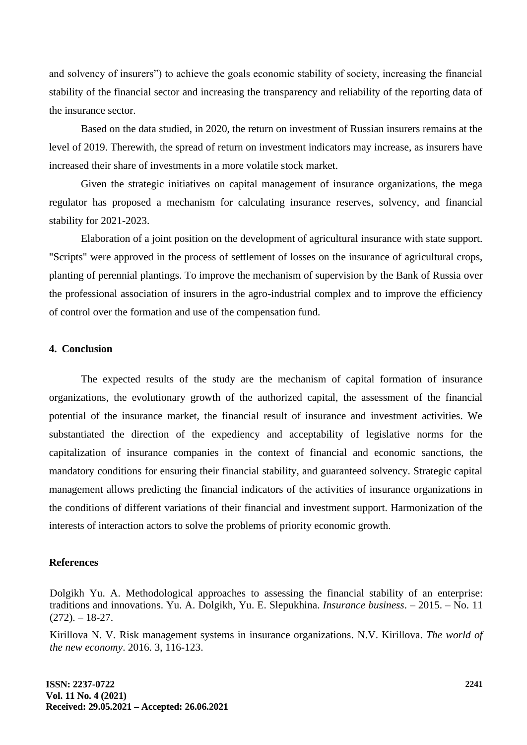and solvency of insurers") to achieve the goals economic stability of society, increasing the financial stability of the financial sector and increasing the transparency and reliability of the reporting data of the insurance sector.

Based on the data studied, in 2020, the return on investment of Russian insurers remains at the level of 2019. Therewith, the spread of return on investment indicators may increase, as insurers have increased their share of investments in a more volatile stock market.

Given the strategic initiatives on capital management of insurance organizations, the mega regulator has proposed a mechanism for calculating insurance reserves, solvency, and financial stability for 2021-2023.

Elaboration of a joint position on the development of agricultural insurance with state support. "Scripts" were approved in the process of settlement of losses on the insurance of agricultural crops, planting of perennial plantings. To improve the mechanism of supervision by the Bank of Russia over the professional association of insurers in the agro-industrial complex and to improve the efficiency of control over the formation and use of the compensation fund.

## 4. Conclusion

The expected results of the study are the mechanism of capital formation of insurance organizations, the evolutionary growth of the authorized capital, the assessment of the financial potential of the insurance market, the financial result of insurance and investment activities. We substantiated the direction of the expediency and acceptability of legislative norms for the capitalization of insurance companies in the context of financial and economic sanctions, the mandatory conditions for ensuring their financial stability, and guaranteed solvency. Strategic capital management allows predicting the financial indicators of the activities of insurance organizations in the conditions of different variations of their financial and investment support. Harmonization of the interests of interaction actors to solve the problems of priority economic growth.

## References

Dolgikh Yu. A. Methodological approaches to assessing the financial stability of an enterprise: traditions and innovations. Yu. A. Dolgikh, Yu. E. Slepukhina. *Insurance business*. – 2015. – No. 11 (272). – 18-27.

Kirillova N. V. Risk management systems in insurance organizations. N.V. Kirillova. *The world of the new economy*. 2016. 3, 116-123.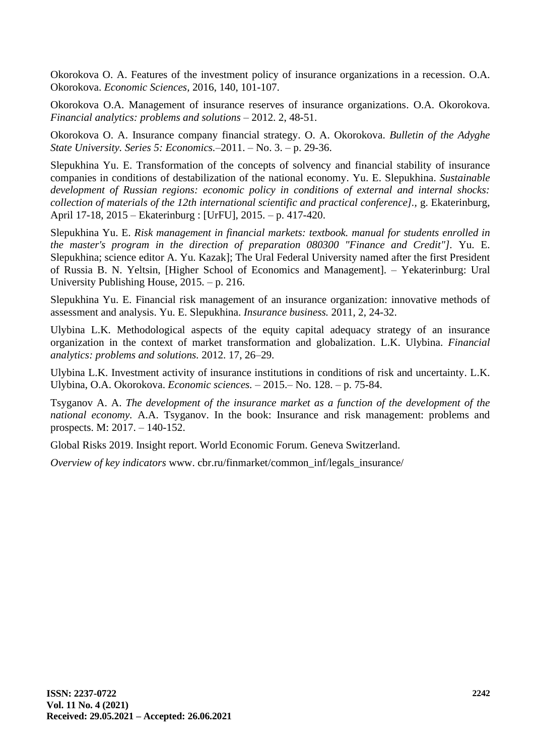Okorokova O. A. Features of the investment policy of insurance organizations in a recession. O.A. Okorokova. *Economic Sciences*, 2016, 140, 101-107.

Okorokova O.A. Management of insurance reserves of insurance organizations. O.A. Okorokova. *Financial analytics: problems and solutions* – 2012. 2, 48-51.

Okorokova O. A. Insurance company financial strategy. O. A. Okorokova. *Bulletin of the Adyghe State University. Series 5: Economics.*–2011. – No. 3. – p. 29-36.

Slepukhina Yu. E. Transformation of the concepts of solvency and financial stability of insurance companies in conditions of destabilization of the national economy. Yu. E. Slepukhina. *Sustainable development of Russian regions: economic policy in conditions of external and internal shocks: collection of materials of the 12th international scientific and practical conference].*, g. Ekaterinburg, April 17-18, 2015 – Ekaterinburg : [UrFU], 2015. – p. 417-420.

Slepukhina Yu. E. *Risk management in financial markets: textbook. manual for students enrolled in the master's program in the direction of preparation 080300 "Finance and Credit"].* Yu. E. Slepukhina; science editor A. Yu. Kazak]; The Ural Federal University named after the first President of Russia B. N. Yeltsin, [Higher School of Economics and Management]. – Yekaterinburg: Ural University Publishing House, 2015. – p. 216.

Slepukhina Yu. E. Financial risk management of an insurance organization: innovative methods of assessment and analysis. Yu. E. Slepukhina. *Insurance business.* 2011, 2, 24-32.

Ulybina L.K. Methodological aspects of the equity capital adequacy strategy of an insurance organization in the context of market transformation and globalization. L.K. Ulybina. *Financial analytics: problems and solutions.* 2012. 17, 26–29.

Ulybina L.K. Investment activity of insurance institutions in conditions of risk and uncertainty. L.K. Ulybina, O.A. Okorokova. *Economic sciences.* – 2015.– No. 128. – p. 75-84.

Tsyganov A. A. *The development of the insurance market as a function of the development of the national economy.* A.A. Tsyganov. In the book: Insurance and risk management: problems and prospects. M: 2017. – 140-152.

Global Risks 2019. Insight report. World Economic Forum. Geneva Switzerland.

*Overview of key indicators* www. cbr.ru/finmarket/common_inf/legals_insurance/